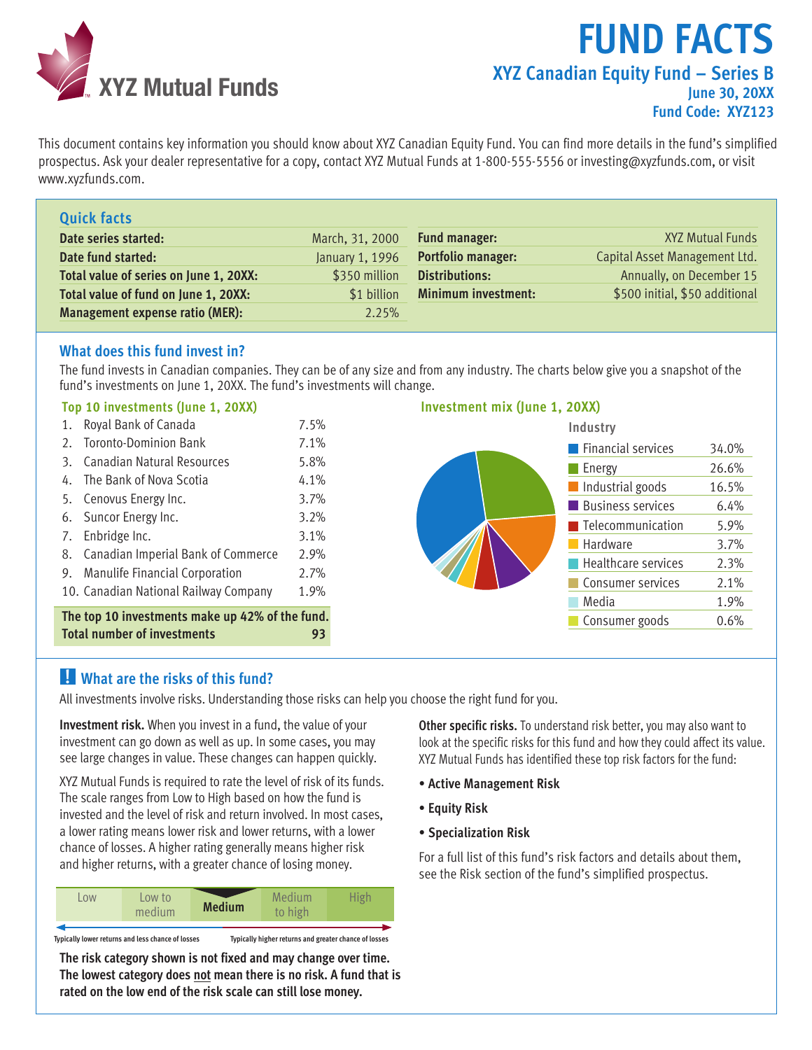XYZ Mutual Funds

# FUND FACTS

## XYZ Canadian Equity Fund – Series B

**June 30, 20XX**

**Fund Code: XYZ123**

This document contains key information you should know about XYZ Canadian Equity Fund. You can find more details in the fund's simplified prospectus. Ask your dealer representative for a copy, contact XYZ Mutual Funds at 1-800-555-5556 or investing@xyzfunds.com, or visit www.xyzfunds.com.

### Quick facts

| | |
|---|---|
| **Date series started:** | March, 31, 2000 |
| **Date fund started:** | January 1, 1996 |
| **Total value of series on June 1, 20XX:** | $350 million |
| **Total value of fund on June 1, 20XX:** | $1 billion |
| **Management expense ratio (MER):** | 2.25% |
| **Fund manager:** | XYZ Mutual Funds |
| **Portfolio manager:** | Capital Asset Management Ltd. |
| **Distributions:** | Annually, on December 15 |
| **Minimum investment:** | $500 initial, $50 additional |

### What does this fund invest in?

The fund invests in Canadian companies. They can be of any size and from any industry. The charts below give you a snapshot of the fund's investments on June 1, 20XX. The fund's investments will change.

**Top 10 investments (June 1, 20XX)**

| | | |
|---|---|---|
| 1. | Royal Bank of Canada | 7.5% |
| 2. | Toronto-Dominion Bank | 7.1% |
| 3. | Canadian Natural Resources | 5.8% |
| 4. | The Bank of Nova Scotia | 4.1% |
| 5. | Cenovus Energy Inc. | 3.7% |
| 6. | Suncor Energy Inc. | 3.2% |
| 7. | Enbridge Inc. | 3.1% |
| 8. | Canadian Imperial Bank of Commerce | 2.9% |
| 9. | Manulife Financial Corporation | 2.7% |
| 10. | Canadian National Railway Company | 1.9% |

**The top 10 investments make up 42% of the fund.**

**Total number of investments: 93**

**Investment mix (June 1, 20XX)**

| Industry | |
|---|---|
| Financial services | 34.0% |
| Energy | 26.6% |
| Industrial goods | 16.5% |
| Business services | 6.4% |
| Telecommunication | 5.9% |
| Hardware | 3.7% |
| Healthcare services | 2.3% |
| Consumer services | 2.1% |
| Media | 1.9% |
| Consumer goods | 0.6% |

### What are the risks of this fund?

All investments involve risks. Understanding those risks can help you choose the right fund for you.

**Investment risk.** When you invest in a fund, the value of your investment can go down as well as up. In some cases, you may see large changes in value. These changes can happen quickly.

XYZ Mutual Funds is required to rate the level of risk of its funds. The scale ranges from Low to High based on how the fund is invested and the level of risk and return involved. In most cases, a lower rating means lower risk and lower returns, with a lower chance of losses. A higher rating generally means higher risk and higher returns, with a greater chance of losing money.

| Low | Low to medium | **Medium** | Medium to high | High |
|---|---|---|---|---|

Typically lower returns and less chance of losses ← → Typically higher returns and greater chance of losses

**The risk category shown is not fixed and may change over time. The lowest category does not mean there is no risk. A fund that is rated on the low end of the risk scale can still lose money.**

**Other specific risks.** To understand risk better, you may also want to look at the specific risks for this fund and how they could affect its value. XYZ Mutual Funds has identified these top risk factors for the fund:

- **Active Management Risk**
- **Equity Risk**
- **Specialization Risk**

For a full list of this fund's risk factors and details about them, see the Risk section of the fund's simplified prospectus.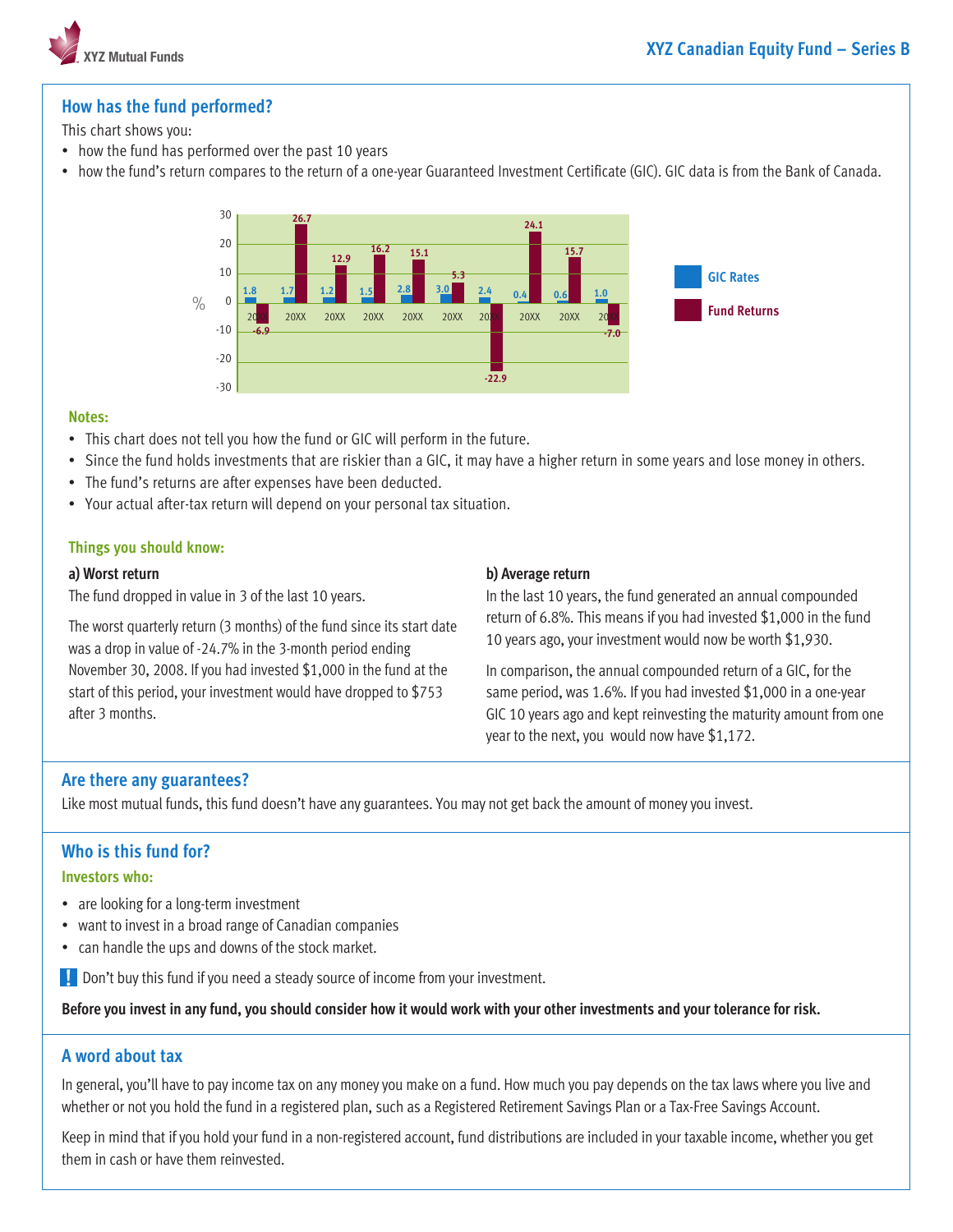## How has the fund performed?

This chart shows you:

- how the fund has performed over the past 10 years
- how the fund's return compares to the return of a one-year Guaranteed Investment Certificate (GIC). GIC data is from the Bank of Canada.

| Year (%) | 20XX | 20XX | 20XX | 20XX | 20XX | 20XX | 20XX | 20XX | 20XX | 20XX |
|---|---|---|---|---|---|---|---|---|---|---|
| GIC Rates | 1.8 | 1.7 | 1.2 | 1.5 | 2.8 | 3.0 | 2.4 | 0.4 | 0.6 | 1.0 |
| Fund Returns | -6.9 | 26.7 | 12.9 | 16.2 | 15.1 | 5.3 | -22.9 | 24.1 | 15.7 | -7.0 |

### Notes:

- This chart does not tell you how the fund or GIC will perform in the future.
- Since the fund holds investments that are riskier than a GIC, it may have a higher return in some years and lose money in others.
- The fund's returns are after expenses have been deducted.
- Your actual after-tax return will depend on your personal tax situation.

### Things you should know:

**a) Worst return**

The fund dropped in value in 3 of the last 10 years.

The worst quarterly return (3 months) of the fund since its start date was a drop in value of -24.7% in the 3-month period ending November 30, 2008. If you had invested $1,000 in the fund at the start of this period, your investment would have dropped to $753 after 3 months.

**b) Average return**

In the last 10 years, the fund generated an annual compounded return of 6.8%. This means if you had invested $1,000 in the fund 10 years ago, your investment would now be worth $1,930.

In comparison, the annual compounded return of a GIC, for the same period, was 1.6%. If you had invested $1,000 in a one-year GIC 10 years ago and kept reinvesting the maturity amount from one year to the next, you would now have $1,172.

## Are there any guarantees?

Like most mutual funds, this fund doesn't have any guarantees. You may not get back the amount of money you invest.

## Who is this fund for?

### Investors who:

- are looking for a long-term investment
- want to invest in a broad range of Canadian companies
- can handle the ups and downs of the stock market.

! Don't buy this fund if you need a steady source of income from your investment.

**Before you invest in any fund, you should consider how it would work with your other investments and your tolerance for risk.**

## A word about tax

In general, you'll have to pay income tax on any money you make on a fund. How much you pay depends on the tax laws where you live and whether or not you hold the fund in a registered plan, such as a Registered Retirement Savings Plan or a Tax-Free Savings Account.

Keep in mind that if you hold your fund in a non-registered account, fund distributions are included in your taxable income, whether you get them in cash or have them reinvested.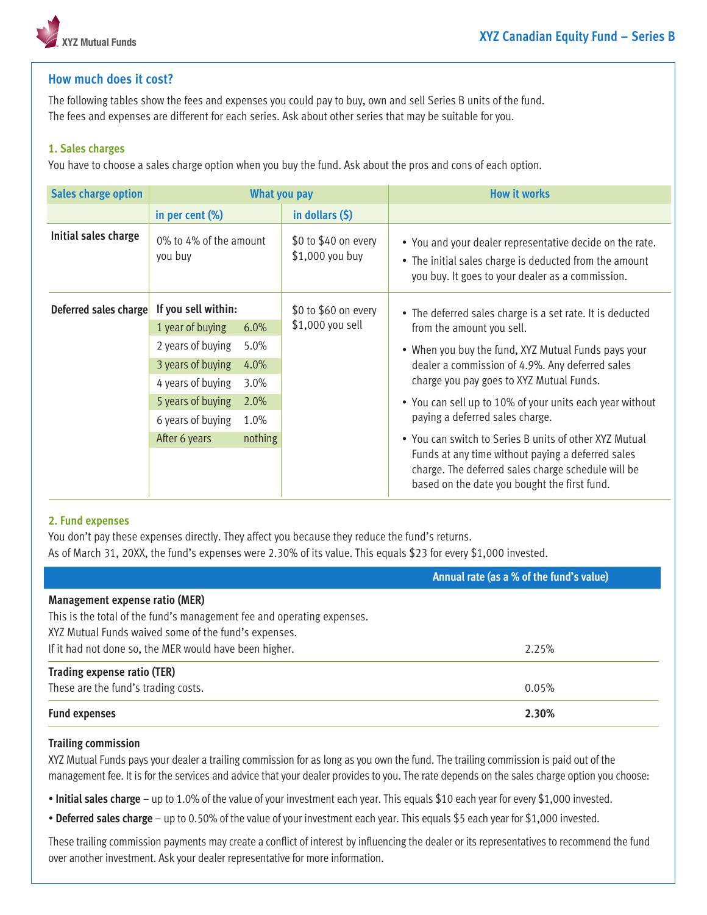## How much does it cost?

The following tables show the fees and expenses you could pay to buy, own and sell Series B units of the fund. The fees and expenses are different for each series. Ask about other series that may be suitable for you.

### 1. Sales charges

You have to choose a sales charge option when you buy the fund. Ask about the pros and cons of each option.

| Sales charge option | What you pay | | How it works |
|---|---|---|---|
| | in per cent (%) | in dollars ($) | |
| Initial sales charge | 0% to 4% of the amount you buy | $0 to $40 on every $1,000 you buy | • You and your dealer representative decide on the rate.<br>• The initial sales charge is deducted from the amount you buy. It goes to your dealer as a commission. |
| Deferred sales charge | **If you sell within:**<br>1 year of buying 6.0%<br>2 years of buying 5.0%<br>3 years of buying 4.0%<br>4 years of buying 3.0%<br>5 years of buying 2.0%<br>6 years of buying 1.0%<br>After 6 years nothing | $0 to $60 on every $1,000 you sell | • The deferred sales charge is a set rate. It is deducted from the amount you sell.<br>• When you buy the fund, XYZ Mutual Funds pays your dealer a commission of 4.9%. Any deferred sales charge you pay goes to XYZ Mutual Funds.<br>• You can sell up to 10% of your units each year without paying a deferred sales charge.<br>• You can switch to Series B units of other XYZ Mutual Funds at any time without paying a deferred sales charge. The deferred sales charge schedule will be based on the date you bought the first fund. |

### 2. Fund expenses

You don't pay these expenses directly. They affect you because they reduce the fund's returns.
As of March 31, 20XX, the fund's expenses were 2.30% of its value. This equals $23 for every $1,000 invested.

| | Annual rate (as a % of the fund's value) |
|---|---|
| **Management expense ratio (MER)**<br>This is the total of the fund's management fee and operating expenses.<br>XYZ Mutual Funds waived some of the fund's expenses.<br>If it had not done so, the MER would have been higher. | 2.25% |
| **Trading expense ratio (TER)**<br>These are the fund's trading costs. | 0.05% |
| **Fund expenses** | **2.30%** |

**Trailing commission**

XYZ Mutual Funds pays your dealer a trailing commission for as long as you own the fund. The trailing commission is paid out of the management fee. It is for the services and advice that your dealer provides to you. The rate depends on the sales charge option you choose:

- **Initial sales charge** – up to 1.0% of the value of your investment each year. This equals $10 each year for every $1,000 invested.
- **Deferred sales charge** – up to 0.50% of the value of your investment each year. This equals $5 each year for $1,000 invested.

These trailing commission payments may create a conflict of interest by influencing the dealer or its representatives to recommend the fund over another investment. Ask your dealer representative for more information.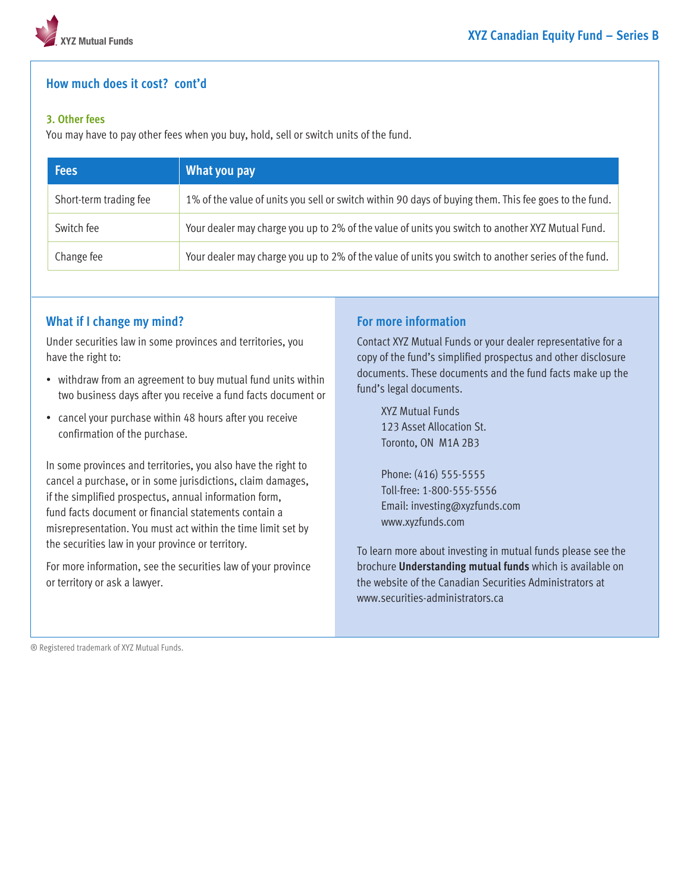## How much does it cost? cont'd

### 3. Other fees

You may have to pay other fees when you buy, hold, sell or switch units of the fund.

| Fees | What you pay |
|---|---|
| Short-term trading fee | 1% of the value of units you sell or switch within 90 days of buying them. This fee goes to the fund. |
| Switch fee | Your dealer may charge you up to 2% of the value of units you switch to another XYZ Mutual Fund. |
| Change fee | Your dealer may charge you up to 2% of the value of units you switch to another series of the fund. |

## What if I change my mind?

Under securities law in some provinces and territories, you have the right to:

- withdraw from an agreement to buy mutual fund units within two business days after you receive a fund facts document or
- cancel your purchase within 48 hours after you receive confirmation of the purchase.

In some provinces and territories, you also have the right to cancel a purchase, or in some jurisdictions, claim damages, if the simplified prospectus, annual information form, fund facts document or financial statements contain a misrepresentation. You must act within the time limit set by the securities law in your province or territory.

For more information, see the securities law of your province or territory or ask a lawyer.

## For more information

Contact XYZ Mutual Funds or your dealer representative for a copy of the fund's simplified prospectus and other disclosure documents. These documents and the fund facts make up the fund's legal documents.

XYZ Mutual Funds
123 Asset Allocation St.
Toronto, ON M1A 2B3

Phone: (416) 555-5555
Toll-free: 1-800-555-5556
Email: investing@xyzfunds.com
www.xyzfunds.com

To learn more about investing in mutual funds please see the brochure **Understanding mutual funds** which is available on the website of the Canadian Securities Administrators at www.securities-administrators.ca

® Registered trademark of XYZ Mutual Funds.